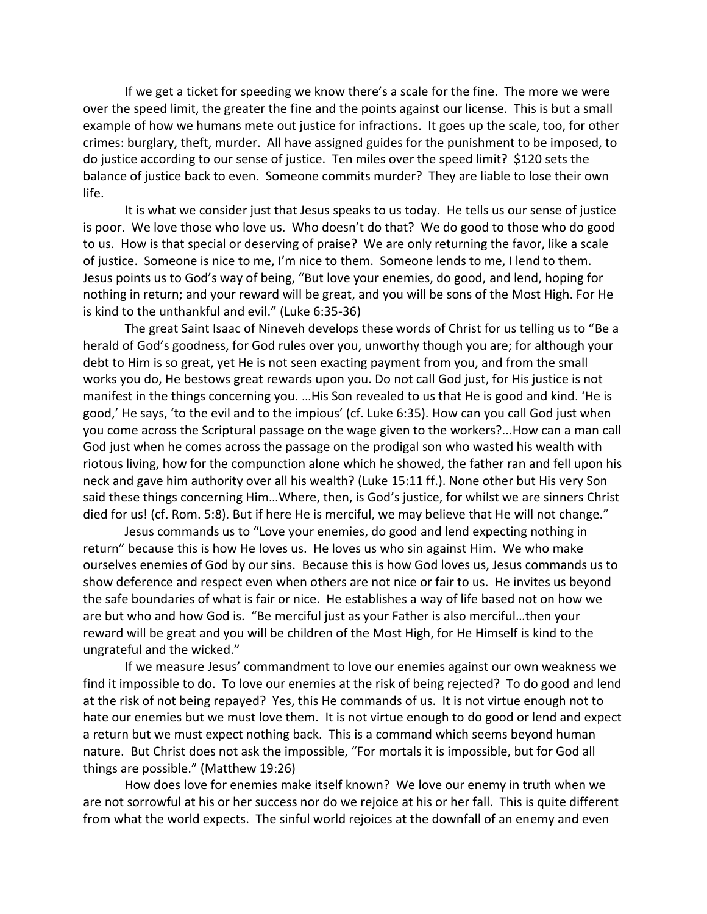If we get a ticket for speeding we know there's a scale for the fine. The more we were over the speed limit, the greater the fine and the points against our license. This is but a small example of how we humans mete out justice for infractions. It goes up the scale, too, for other crimes: burglary, theft, murder. All have assigned guides for the punishment to be imposed, to do justice according to our sense of justice. Ten miles over the speed limit? $120 sets the balance of justice back to even. Someone commits murder? They are liable to lose their own life.

It is what we consider just that Jesus speaks to us today. He tells us our sense of justice is poor. We love those who love us. Who doesn't do that? We do good to those who do good to us. How is that special or deserving of praise? We are only returning the favor, like a scale of justice. Someone is nice to me, I'm nice to them. Someone lends to me, I lend to them. Jesus points us to God's way of being, "But love your enemies, do good, and lend, hoping for nothing in return; and your reward will be great, and you will be sons of the Most High. For He is kind to the unthankful and evil." (Luke 6:35-36)

The great Saint Isaac of Nineveh develops these words of Christ for us telling us to "Be a herald of God's goodness, for God rules over you, unworthy though you are; for although your debt to Him is so great, yet He is not seen exacting payment from you, and from the small works you do, He bestows great rewards upon you. Do not call God just, for His justice is not manifest in the things concerning you. …His Son revealed to us that He is good and kind. 'He is good,' He says, 'to the evil and to the impious' (cf. Luke 6:35). How can you call God just when you come across the Scriptural passage on the wage given to the workers?...How can a man call God just when he comes across the passage on the prodigal son who wasted his wealth with riotous living, how for the compunction alone which he showed, the father ran and fell upon his neck and gave him authority over all his wealth? (Luke 15:11 ff.). None other but His very Son said these things concerning Him…Where, then, is God's justice, for whilst we are sinners Christ died for us! (cf. Rom. 5:8). But if here He is merciful, we may believe that He will not change."

Jesus commands us to "Love your enemies, do good and lend expecting nothing in return" because this is how He loves us. He loves us who sin against Him. We who make ourselves enemies of God by our sins. Because this is how God loves us, Jesus commands us to show deference and respect even when others are not nice or fair to us. He invites us beyond the safe boundaries of what is fair or nice. He establishes a way of life based not on how we are but who and how God is. "Be merciful just as your Father is also merciful…then your reward will be great and you will be children of the Most High, for He Himself is kind to the ungrateful and the wicked."

If we measure Jesus' commandment to love our enemies against our own weakness we find it impossible to do. To love our enemies at the risk of being rejected? To do good and lend at the risk of not being repayed? Yes, this He commands of us. It is not virtue enough not to hate our enemies but we must love them. It is not virtue enough to do good or lend and expect a return but we must expect nothing back. This is a command which seems beyond human nature. But Christ does not ask the impossible, "For mortals it is impossible, but for God all things are possible." (Matthew 19:26)

How does love for enemies make itself known? We love our enemy in truth when we are not sorrowful at his or her success nor do we rejoice at his or her fall. This is quite different from what the world expects. The sinful world rejoices at the downfall of an enemy and even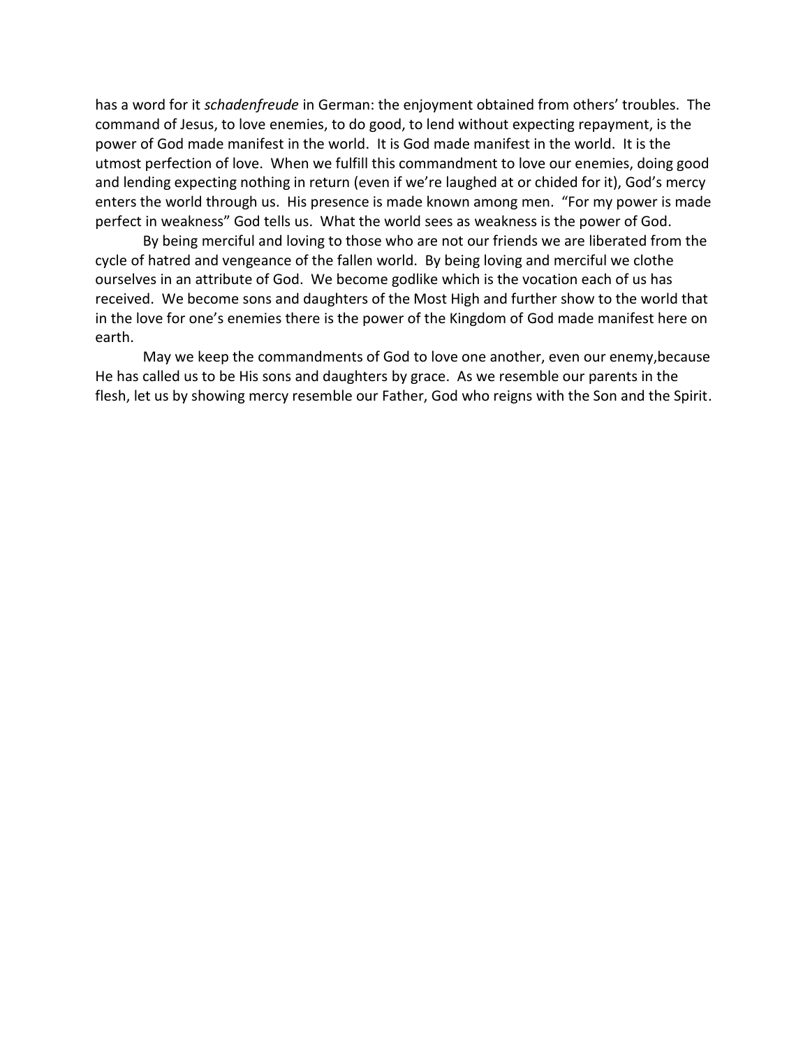has a word for it *schadenfreude* in German: the enjoyment obtained from others' troubles. The command of Jesus, to love enemies, to do good, to lend without expecting repayment, is the power of God made manifest in the world. It is God made manifest in the world. It is the utmost perfection of love. When we fulfill this commandment to love our enemies, doing good and lending expecting nothing in return (even if we're laughed at or chided for it), God's mercy enters the world through us. His presence is made known among men. "For my power is made perfect in weakness" God tells us. What the world sees as weakness is the power of God.

By being merciful and loving to those who are not our friends we are liberated from the cycle of hatred and vengeance of the fallen world. By being loving and merciful we clothe ourselves in an attribute of God. We become godlike which is the vocation each of us has received. We become sons and daughters of the Most High and further show to the world that in the love for one's enemies there is the power of the Kingdom of God made manifest here on earth.

May we keep the commandments of God to love one another, even our enemy,because He has called us to be His sons and daughters by grace. As we resemble our parents in the flesh, let us by showing mercy resemble our Father, God who reigns with the Son and the Spirit.